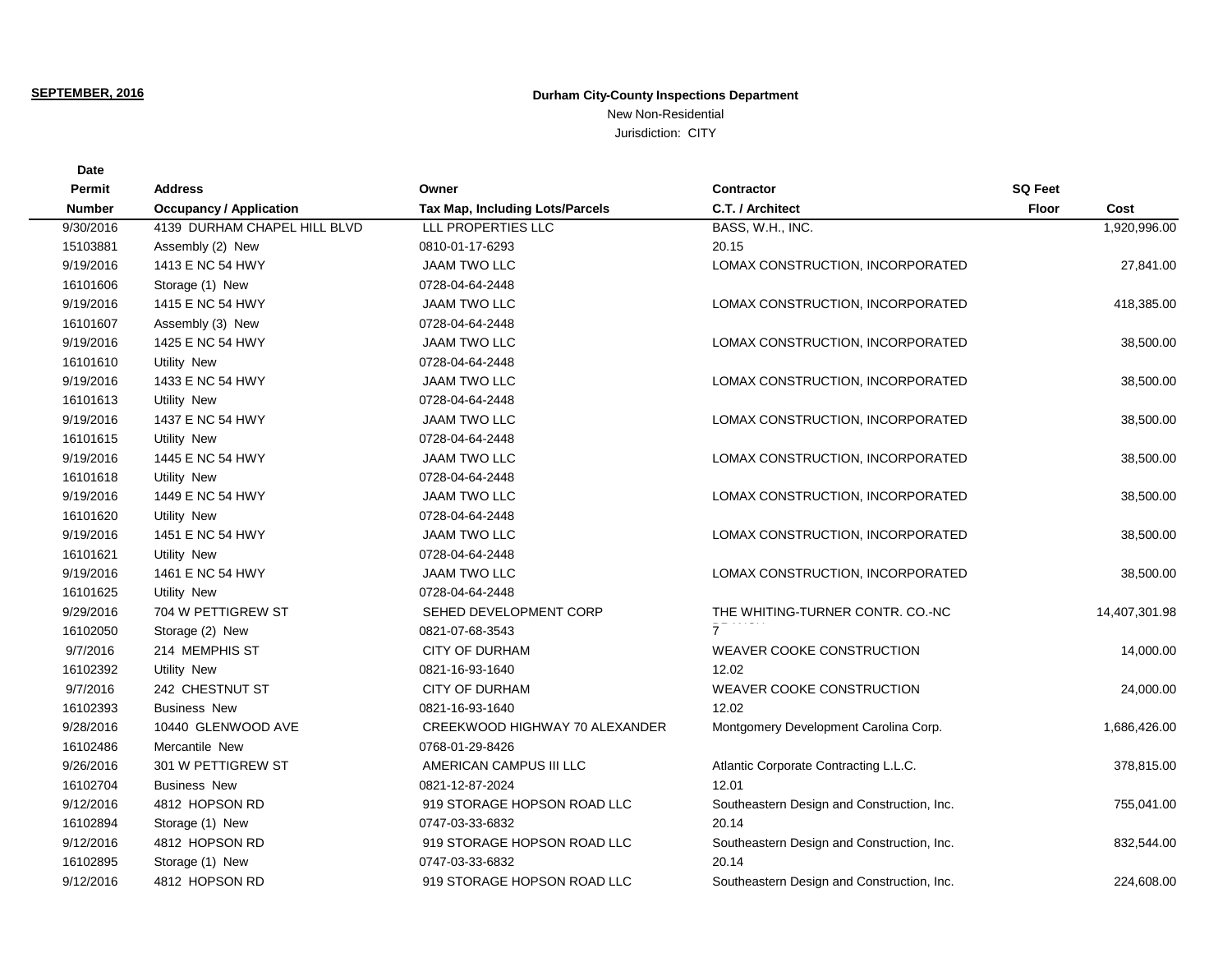**SEPTEMBER, 2016**

**Durham City-County Inspections Department**

New Non-Residential

Jurisdiction: CITY

| Date Permit Number | Address Occupancy / Application | Owner Tax Map, Including Lots/Parcels | Contractor C.T. / Architect | SQ Feet Floor | Cost |
|---|---|---|---|---|---|
| 9/30/2016 | 4139 DURHAM CHAPEL HILL BLVD | LLL PROPERTIES LLC | BASS, W.H., INC. | | 1,920,996.00 |
| 15103881 | Assembly (2) New | 0810-01-17-6293 | 20.15 | | |
| 9/19/2016 | 1413 E NC 54 HWY | JAAM TWO LLC | LOMAX CONSTRUCTION, INCORPORATED | | 27,841.00 |
| 16101606 | Storage (1) New | 0728-04-64-2448 | | | |
| 9/19/2016 | 1415 E NC 54 HWY | JAAM TWO LLC | LOMAX CONSTRUCTION, INCORPORATED | | 418,385.00 |
| 16101607 | Assembly (3) New | 0728-04-64-2448 | | | |
| 9/19/2016 | 1425 E NC 54 HWY | JAAM TWO LLC | LOMAX CONSTRUCTION, INCORPORATED | | 38,500.00 |
| 16101610 | Utility New | 0728-04-64-2448 | | | |
| 9/19/2016 | 1433 E NC 54 HWY | JAAM TWO LLC | LOMAX CONSTRUCTION, INCORPORATED | | 38,500.00 |
| 16101613 | Utility New | 0728-04-64-2448 | | | |
| 9/19/2016 | 1437 E NC 54 HWY | JAAM TWO LLC | LOMAX CONSTRUCTION, INCORPORATED | | 38,500.00 |
| 16101615 | Utility New | 0728-04-64-2448 | | | |
| 9/19/2016 | 1445 E NC 54 HWY | JAAM TWO LLC | LOMAX CONSTRUCTION, INCORPORATED | | 38,500.00 |
| 16101618 | Utility New | 0728-04-64-2448 | | | |
| 9/19/2016 | 1449 E NC 54 HWY | JAAM TWO LLC | LOMAX CONSTRUCTION, INCORPORATED | | 38,500.00 |
| 16101620 | Utility New | 0728-04-64-2448 | | | |
| 9/19/2016 | 1451 E NC 54 HWY | JAAM TWO LLC | LOMAX CONSTRUCTION, INCORPORATED | | 38,500.00 |
| 16101621 | Utility New | 0728-04-64-2448 | | | |
| 9/19/2016 | 1461 E NC 54 HWY | JAAM TWO LLC | LOMAX CONSTRUCTION, INCORPORATED | | 38,500.00 |
| 16101625 | Utility New | 0728-04-64-2448 | | | |
| 9/29/2016 | 704 W PETTIGREW ST | SEHED DEVELOPMENT CORP | THE WHITING-TURNER CONTR. CO.-NC | | 14,407,301.98 |
| 16102050 | Storage (2) New | 0821-07-68-3543 | 7 | | |
| 9/7/2016 | 214 MEMPHIS ST | CITY OF DURHAM | WEAVER COOKE CONSTRUCTION | | 14,000.00 |
| 16102392 | Utility New | 0821-16-93-1640 | 12.02 | | |
| 9/7/2016 | 242 CHESTNUT ST | CITY OF DURHAM | WEAVER COOKE CONSTRUCTION | | 24,000.00 |
| 16102393 | Business New | 0821-16-93-1640 | 12.02 | | |
| 9/28/2016 | 10440 GLENWOOD AVE | CREEKWOOD HIGHWAY 70 ALEXANDER | Montgomery Development Carolina Corp. | | 1,686,426.00 |
| 16102486 | Mercantile New | 0768-01-29-8426 | | | |
| 9/26/2016 | 301 W PETTIGREW ST | AMERICAN CAMPUS III LLC | Atlantic Corporate Contracting L.L.C. | | 378,815.00 |
| 16102704 | Business New | 0821-12-87-2024 | 12.01 | | |
| 9/12/2016 | 4812 HOPSON RD | 919 STORAGE HOPSON ROAD LLC | Southeastern Design and Construction, Inc. | | 755,041.00 |
| 16102894 | Storage (1) New | 0747-03-33-6832 | 20.14 | | |
| 9/12/2016 | 4812 HOPSON RD | 919 STORAGE HOPSON ROAD LLC | Southeastern Design and Construction, Inc. | | 832,544.00 |
| 16102895 | Storage (1) New | 0747-03-33-6832 | 20.14 | | |
| 9/12/2016 | 4812 HOPSON RD | 919 STORAGE HOPSON ROAD LLC | Southeastern Design and Construction, Inc. | | 224,608.00 |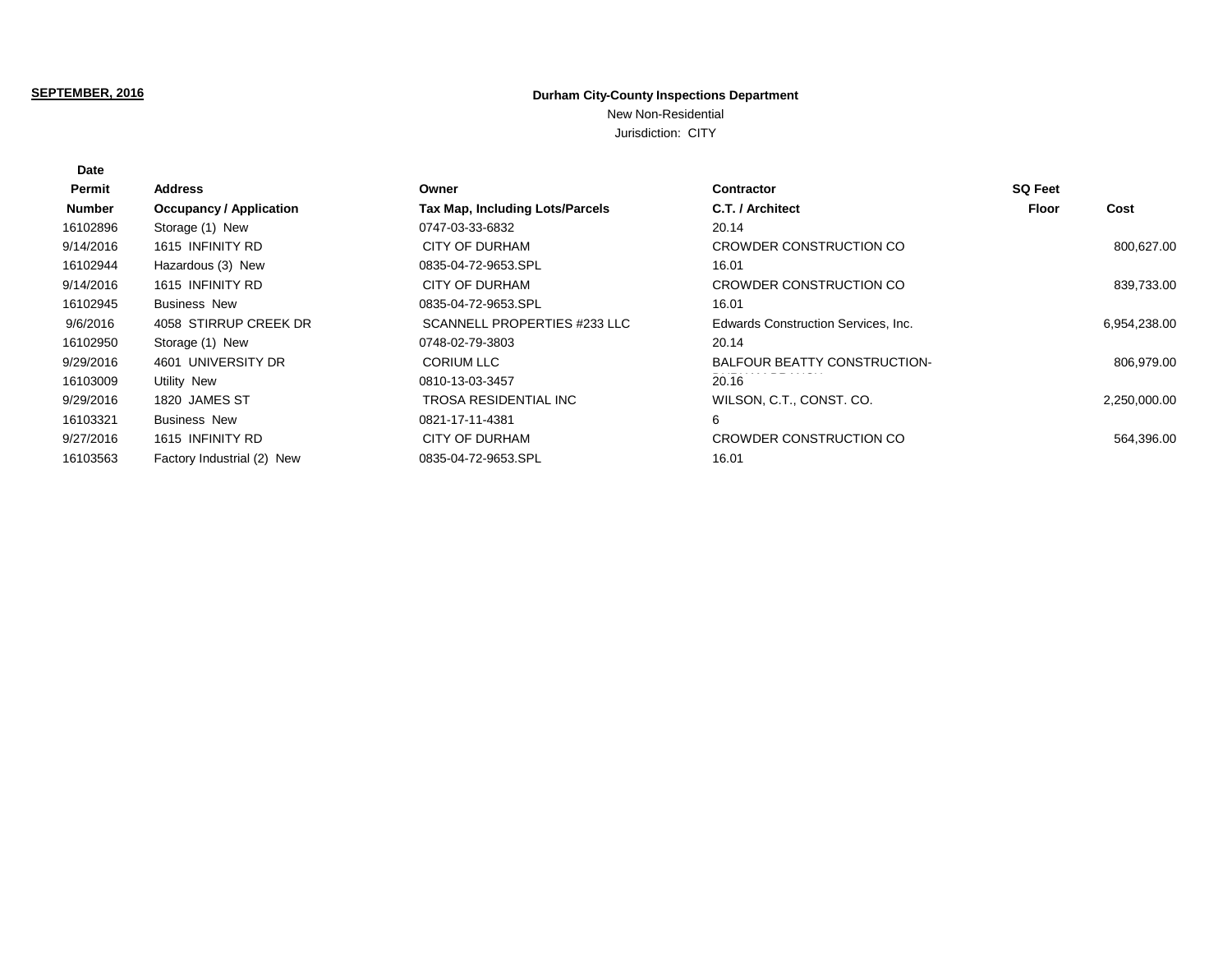**SEPTEMBER, 2016**

**Durham City-County Inspections Department**

New Non-Residential

Jurisdiction: CITY

| **Date Permit Number** | **Address Occupancy / Application** | **Owner Tax Map, Including Lots/Parcels** | **Contractor C.T. / Architect** | **SQ Feet Floor** | **Cost** |
|---|---|---|---|---|---|
| 16102896 | Storage (1) New | 0747-03-33-6832 | 20.14 | | |
| 9/14/2016 | 1615 INFINITY RD | CITY OF DURHAM | CROWDER CONSTRUCTION CO | | 800,627.00 |
| 16102944 | Hazardous (3) New | 0835-04-72-9653.SPL | 16.01 | | |
| 9/14/2016 | 1615 INFINITY RD | CITY OF DURHAM | CROWDER CONSTRUCTION CO | | 839,733.00 |
| 16102945 | Business New | 0835-04-72-9653.SPL | 16.01 | | |
| 9/6/2016 | 4058 STIRRUP CREEK DR | SCANNELL PROPERTIES #233 LLC | Edwards Construction Services, Inc. | | 6,954,238.00 |
| 16102950 | Storage (1) New | 0748-02-79-3803 | 20.14 | | |
| 9/29/2016 | 4601 UNIVERSITY DR | CORIUM LLC | BALFOUR BEATTY CONSTRUCTION- | | 806,979.00 |
| 16103009 | Utility New | 0810-13-03-3457 | 20.16 | | |
| 9/29/2016 | 1820 JAMES ST | TROSA RESIDENTIAL INC | WILSON, C.T., CONST. CO. | | 2,250,000.00 |
| 16103321 | Business New | 0821-17-11-4381 | 6 | | |
| 9/27/2016 | 1615 INFINITY RD | CITY OF DURHAM | CROWDER CONSTRUCTION CO | | 564,396.00 |
| 16103563 | Factory Industrial (2) New | 0835-04-72-9653.SPL | 16.01 | | |